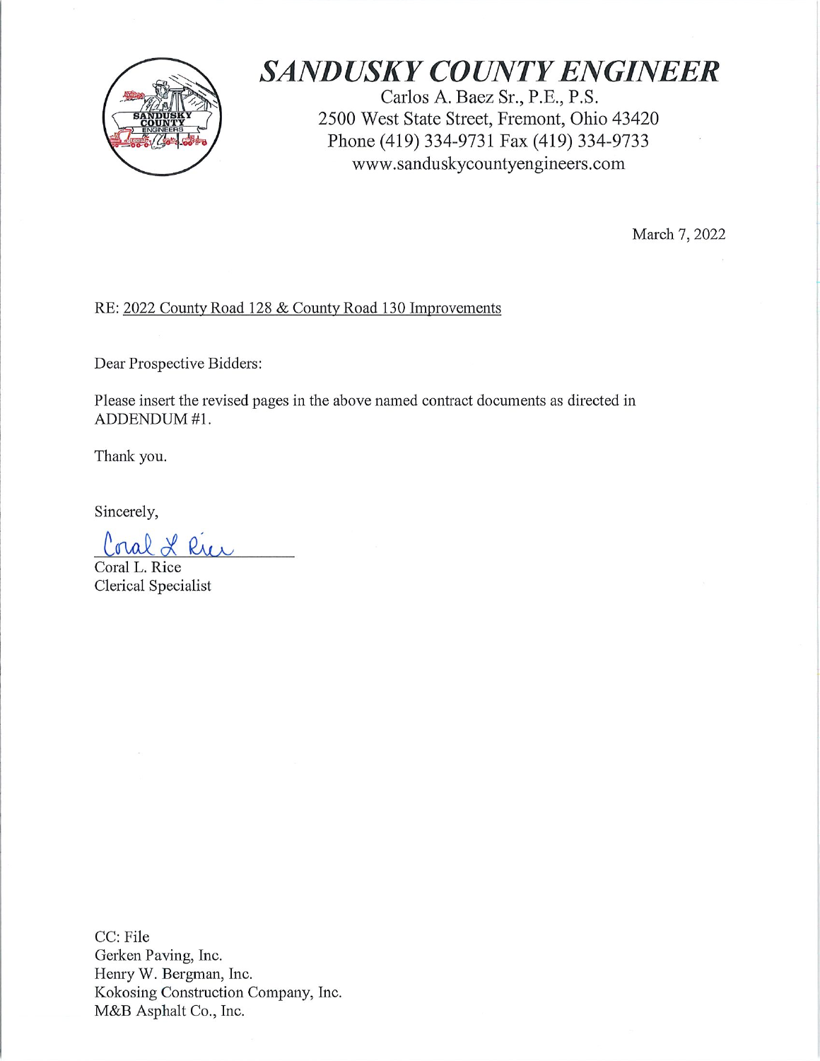# *SANDUSKY COUNTY ENGINEER*

Carlos A. Baez Sr., P.E., P.S.
2500 West State Street, Fremont, Ohio 43420
Phone (419) 334-9731 Fax (419) 334-9733
www.sanduskycountyengineers.com

March 7, 2022

RE: <u>2022 County Road 128 & County Road 130 Improvements</u>

Dear Prospective Bidders:

Please insert the revised pages in the above named contract documents as directed in ADDENDUM #1.

Thank you.

Sincerely,

Coral L. Rice
Clerical Specialist

CC: File
Gerken Paving, Inc.
Henry W. Bergman, Inc.
Kokosing Construction Company, Inc.
M&B Asphalt Co., Inc.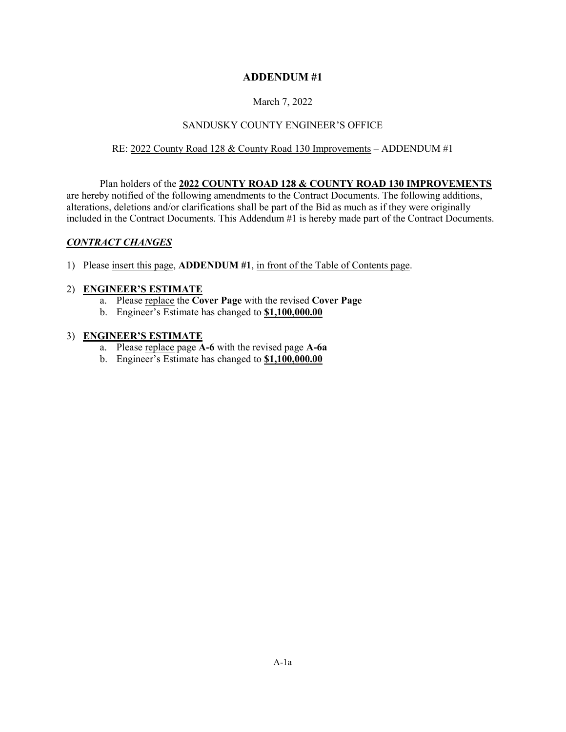# ADDENDUM #1

March 7, 2022

SANDUSKY COUNTY ENGINEER'S OFFICE

RE: 2022 County Road 128 & County Road 130 Improvements – ADDENDUM #1

Plan holders of the **2022 COUNTY ROAD 128 & COUNTY ROAD 130 IMPROVEMENTS** are hereby notified of the following amendments to the Contract Documents. The following additions, alterations, deletions and/or clarifications shall be part of the Bid as much as if they were originally included in the Contract Documents. This Addendum #1 is hereby made part of the Contract Documents.

## ***CONTRACT CHANGES***

1) Please insert this page, **ADDENDUM #1**, in front of the Table of Contents page.

2) **ENGINEER'S ESTIMATE**
   a. Please replace the **Cover Page** with the revised **Cover Page**
   b. Engineer's Estimate has changed to **$1,100,000.00**

3) **ENGINEER'S ESTIMATE**
   a. Please replace page **A-6** with the revised page **A-6a**
   b. Engineer's Estimate has changed to **$1,100,000.00**

A-1a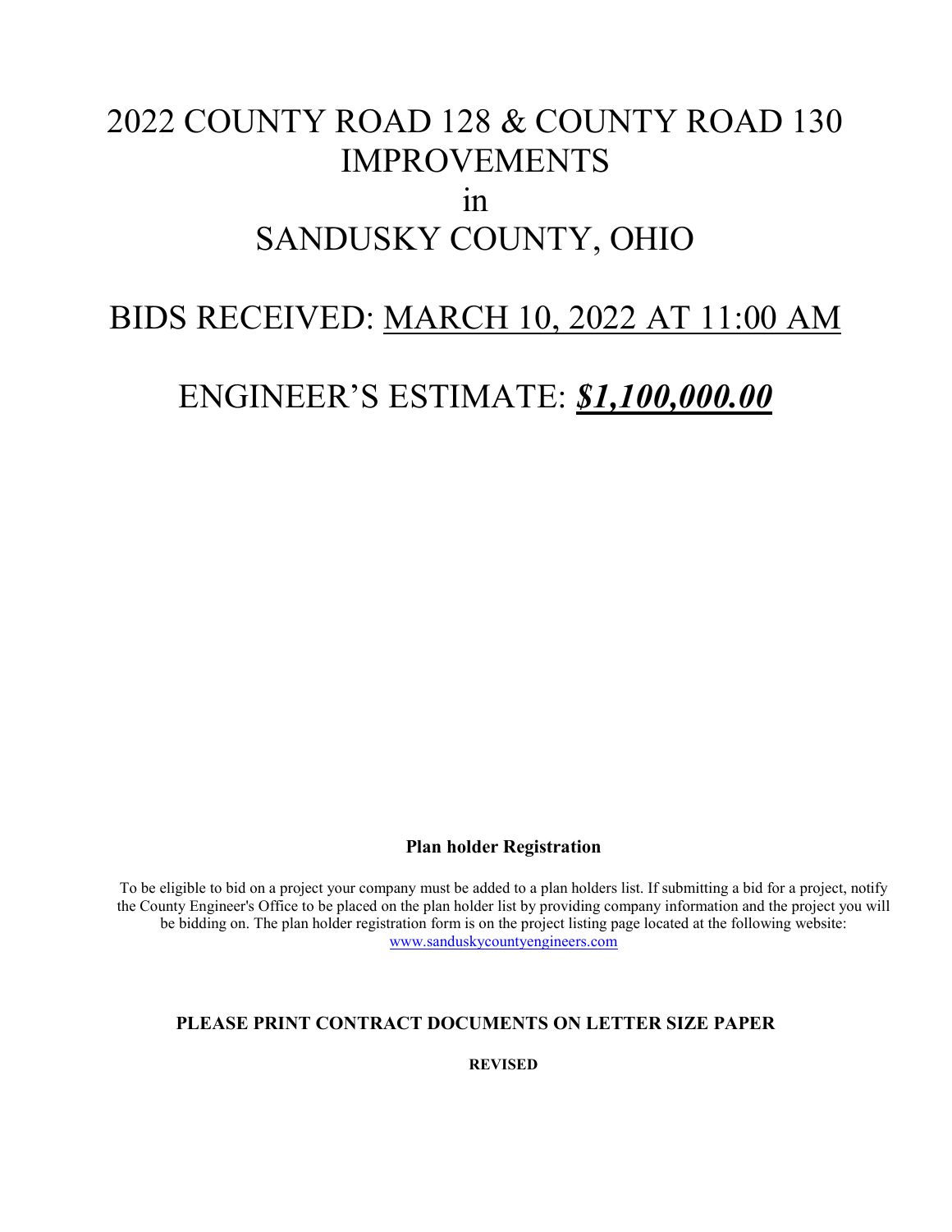# 2022 COUNTY ROAD 128 & COUNTY ROAD 130 IMPROVEMENTS

# in

# SANDUSKY COUNTY, OHIO

## BIDS RECEIVED: MARCH 10, 2022 AT 11:00 AM

## ENGINEER'S ESTIMATE: ***$1,100,000.00***

**Plan holder Registration**

To be eligible to bid on a project your company must be added to a plan holders list. If submitting a bid for a project, notify the County Engineer's Office to be placed on the plan holder list by providing company information and the project you will be bidding on. The plan holder registration form is on the project listing page located at the following website: www.sanduskycountyengineers.com

**PLEASE PRINT CONTRACT DOCUMENTS ON LETTER SIZE PAPER**

**REVISED**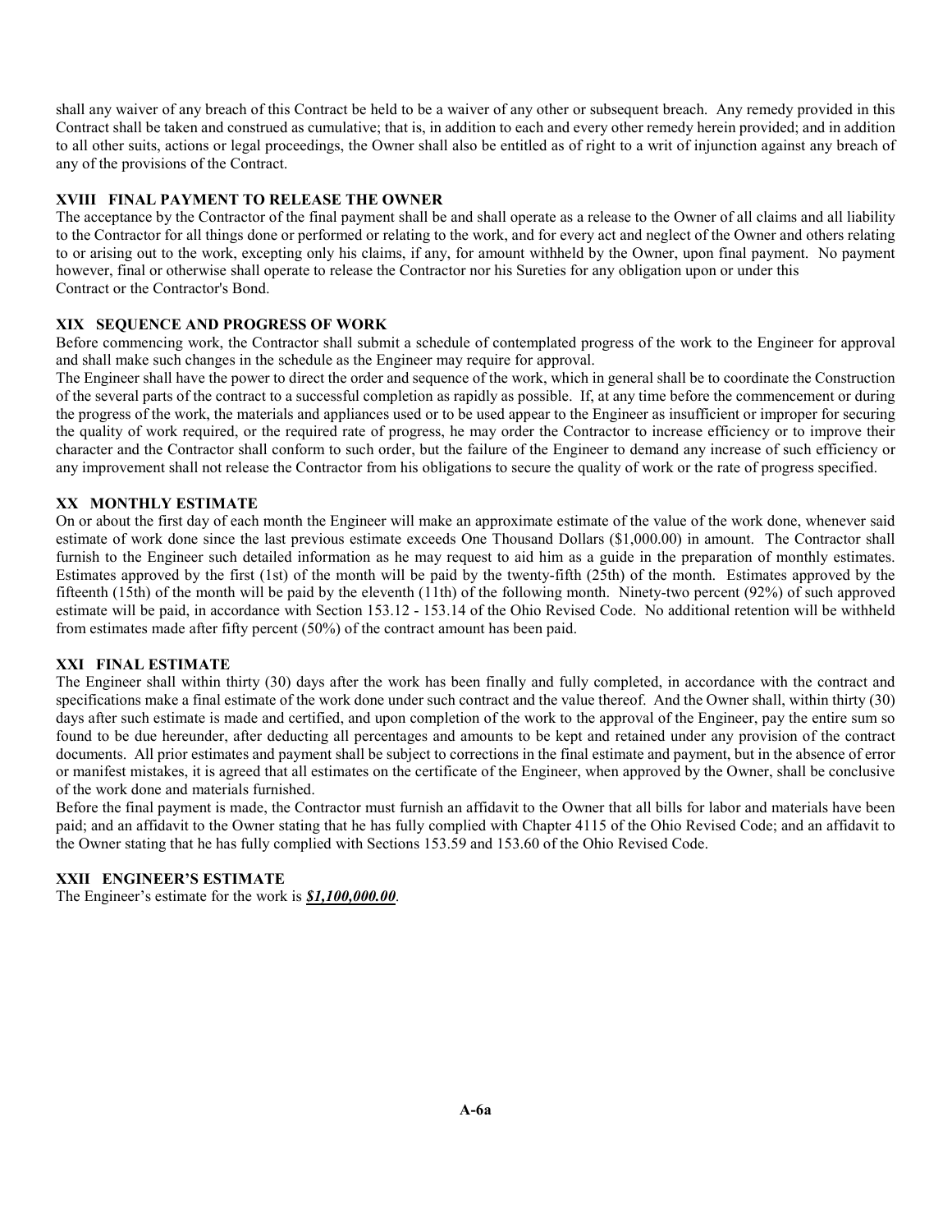shall any waiver of any breach of this Contract be held to be a waiver of any other or subsequent breach. Any remedy provided in this Contract shall be taken and construed as cumulative; that is, in addition to each and every other remedy herein provided; and in addition to all other suits, actions or legal proceedings, the Owner shall also be entitled as of right to a writ of injunction against any breach of any of the provisions of the Contract.

## XVIII FINAL PAYMENT TO RELEASE THE OWNER

The acceptance by the Contractor of the final payment shall be and shall operate as a release to the Owner of all claims and all liability to the Contractor for all things done or performed or relating to the work, and for every act and neglect of the Owner and others relating to or arising out to the work, excepting only his claims, if any, for amount withheld by the Owner, upon final payment. No payment however, final or otherwise shall operate to release the Contractor nor his Sureties for any obligation upon or under this Contract or the Contractor's Bond.

## XIX SEQUENCE AND PROGRESS OF WORK

Before commencing work, the Contractor shall submit a schedule of contemplated progress of the work to the Engineer for approval and shall make such changes in the schedule as the Engineer may require for approval.

The Engineer shall have the power to direct the order and sequence of the work, which in general shall be to coordinate the Construction of the several parts of the contract to a successful completion as rapidly as possible. If, at any time before the commencement or during the progress of the work, the materials and appliances used or to be used appear to the Engineer as insufficient or improper for securing the quality of work required, or the required rate of progress, he may order the Contractor to increase efficiency or to improve their character and the Contractor shall conform to such order, but the failure of the Engineer to demand any increase of such efficiency or any improvement shall not release the Contractor from his obligations to secure the quality of work or the rate of progress specified.

## XX MONTHLY ESTIMATE

On or about the first day of each month the Engineer will make an approximate estimate of the value of the work done, whenever said estimate of work done since the last previous estimate exceeds One Thousand Dollars ($1,000.00) in amount. The Contractor shall furnish to the Engineer such detailed information as he may request to aid him as a guide in the preparation of monthly estimates. Estimates approved by the first (1st) of the month will be paid by the twenty-fifth (25th) of the month. Estimates approved by the fifteenth (15th) of the month will be paid by the eleventh (11th) of the following month. Ninety-two percent (92%) of such approved estimate will be paid, in accordance with Section 153.12 - 153.14 of the Ohio Revised Code. No additional retention will be withheld from estimates made after fifty percent (50%) of the contract amount has been paid.

## XXI FINAL ESTIMATE

The Engineer shall within thirty (30) days after the work has been finally and fully completed, in accordance with the contract and specifications make a final estimate of the work done under such contract and the value thereof. And the Owner shall, within thirty (30) days after such estimate is made and certified, and upon completion of the work to the approval of the Engineer, pay the entire sum so found to be due hereunder, after deducting all percentages and amounts to be kept and retained under any provision of the contract documents. All prior estimates and payment shall be subject to corrections in the final estimate and payment, but in the absence of error or manifest mistakes, it is agreed that all estimates on the certificate of the Engineer, when approved by the Owner, shall be conclusive of the work done and materials furnished.

Before the final payment is made, the Contractor must furnish an affidavit to the Owner that all bills for labor and materials have been paid; and an affidavit to the Owner stating that he has fully complied with Chapter 4115 of the Ohio Revised Code; and an affidavit to the Owner stating that he has fully complied with Sections 153.59 and 153.60 of the Ohio Revised Code.

## XXII ENGINEER'S ESTIMATE

The Engineer's estimate for the work is ***$1,100,000.00***.